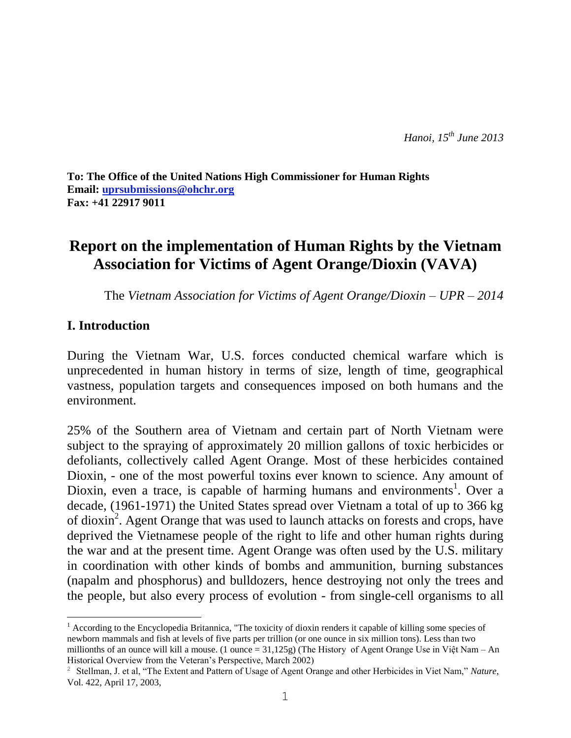*Hanoi, 15th June 2013*

**To: The Office of the United Nations High Commissioner for Human Rights**
**Email: [uprsubmissions@ohchr.org](mailto:uprsubmissions@ohchr.org)**
**Fax: +41 22917 9011**

# Report on the implementation of Human Rights by the Vietnam Association for Victims of Agent Orange/Dioxin (VAVA)

The *Vietnam Association for Victims of Agent Orange/Dioxin – UPR – 2014*

## I. Introduction

During the Vietnam War, U.S. forces conducted chemical warfare which is unprecedented in human history in terms of size, length of time, geographical vastness, population targets and consequences imposed on both humans and the environment.

25% of the Southern area of Vietnam and certain part of North Vietnam were subject to the spraying of approximately 20 million gallons of toxic herbicides or defoliants, collectively called Agent Orange. Most of these herbicides contained Dioxin, - one of the most powerful toxins ever known to science. Any amount of Dioxin, even a trace, is capable of harming humans and environments[1]. Over a decade, (1961-1971) the United States spread over Vietnam a total of up to 366 kg of dioxin[2]. Agent Orange that was used to launch attacks on forests and crops, have deprived the Vietnamese people of the right to life and other human rights during the war and at the present time. Agent Orange was often used by the U.S. military in coordination with other kinds of bombs and ammunition, burning substances (napalm and phosphorus) and bulldozers, hence destroying not only the trees and the people, but also every process of evolution - from single-cell organisms to all

---

[1] According to the Encyclopedia Britannica, "The toxicity of dioxin renders it capable of killing some species of newborn mammals and fish at levels of five parts per trillion (or one ounce in six million tons). Less than two millionths of an ounce will kill a mouse. (1 ounce = 31,125g) (The History of Agent Orange Use in Việt Nam – An Historical Overview from the Veteran's Perspective, March 2002)

[2] Stellman, J. et al, "The Extent and Pattern of Usage of Agent Orange and other Herbicides in Viet Nam," *Nature*, Vol. 422, April 17, 2003,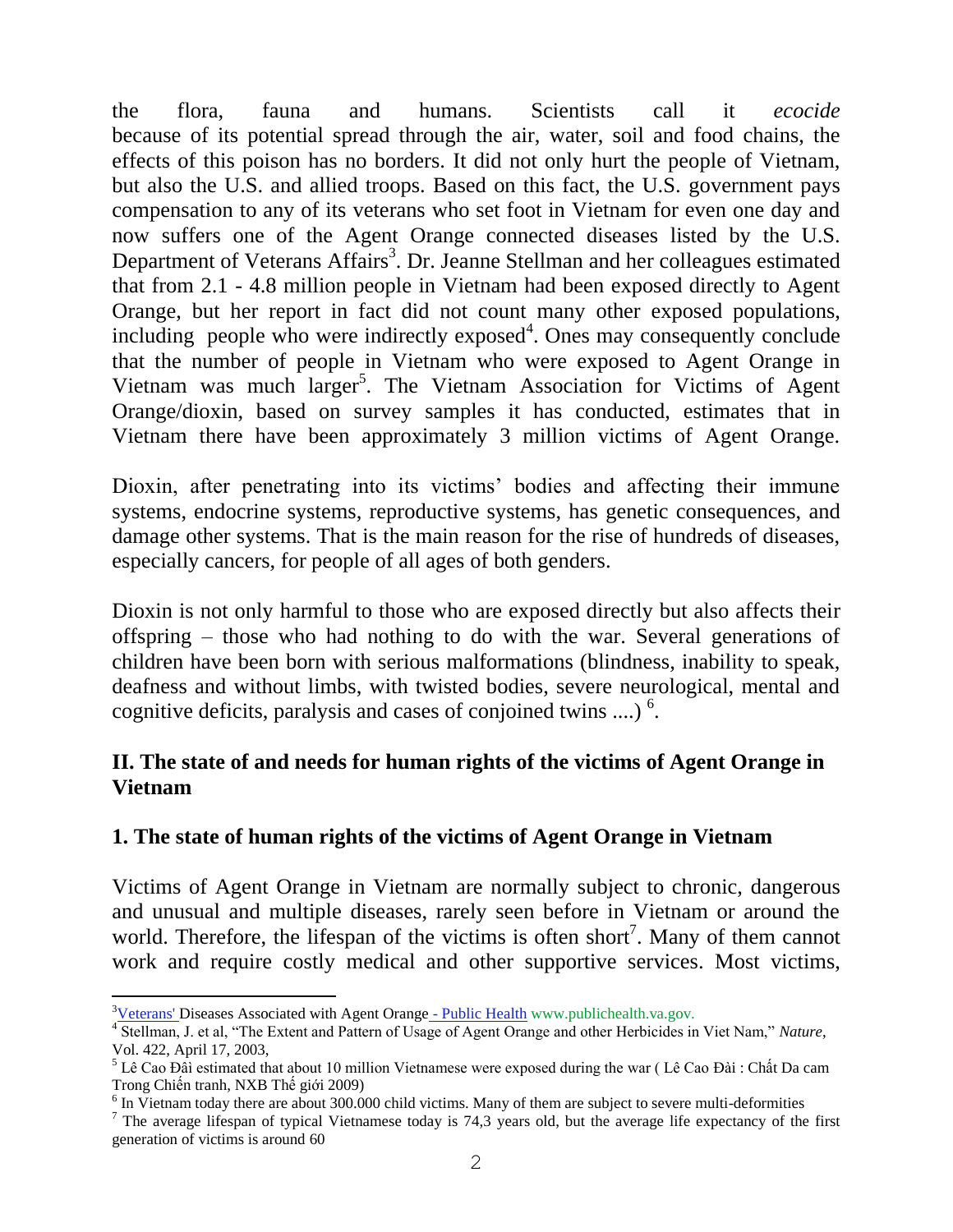the flora, fauna and humans. Scientists call it *ecocide* because of its potential spread through the air, water, soil and food chains, the effects of this poison has no borders. It did not only hurt the people of Vietnam, but also the U.S. and allied troops. Based on this fact, the U.S. government pays compensation to any of its veterans who set foot in Vietnam for even one day and now suffers one of the Agent Orange connected diseases listed by the U.S. Department of Veterans Affairs[3]. Dr. Jeanne Stellman and her colleagues estimated that from 2.1 - 4.8 million people in Vietnam had been exposed directly to Agent Orange, but her report in fact did not count many other exposed populations, including people who were indirectly exposed[4]. Ones may consequently conclude that the number of people in Vietnam who were exposed to Agent Orange in Vietnam was much larger[5]. The Vietnam Association for Victims of Agent Orange/dioxin, based on survey samples it has conducted, estimates that in Vietnam there have been approximately 3 million victims of Agent Orange.

Dioxin, after penetrating into its victims' bodies and affecting their immune systems, endocrine systems, reproductive systems, has genetic consequences, and damage other systems. That is the main reason for the rise of hundreds of diseases, especially cancers, for people of all ages of both genders.

Dioxin is not only harmful to those who are exposed directly but also affects their offspring – those who had nothing to do with the war. Several generations of children have been born with serious malformations (blindness, inability to speak, deafness and without limbs, with twisted bodies, severe neurological, mental and cognitive deficits, paralysis and cases of conjoined twins ....) [6].

## II. The state of and needs for human rights of the victims of Agent Orange in Vietnam

### 1. The state of human rights of the victims of Agent Orange in Vietnam

Victims of Agent Orange in Vietnam are normally subject to chronic, dangerous and unusual and multiple diseases, rarely seen before in Vietnam or around the world. Therefore, the lifespan of the victims is often short[7]. Many of them cannot work and require costly medical and other supportive services. Most victims,

---

[3] Veterans' Diseases Associated with Agent Orange - Public Health www.publichealth.va.gov.

[4] Stellman, J. et al, "The Extent and Pattern of Usage of Agent Orange and other Herbicides in Viet Nam," *Nature*, Vol. 422, April 17, 2003,

[5] Lê Cao Đãi estimated that about 10 million Vietnamese were exposed during the war ( Lê Cao Đài : Chất Da cam Trong Chiến tranh, NXB Thế giới 2009)

[6] In Vietnam today there are about 300.000 child victims. Many of them are subject to severe multi-deformities

[7] The average lifespan of typical Vietnamese today is 74,3 years old, but the average life expectancy of the first generation of victims is around 60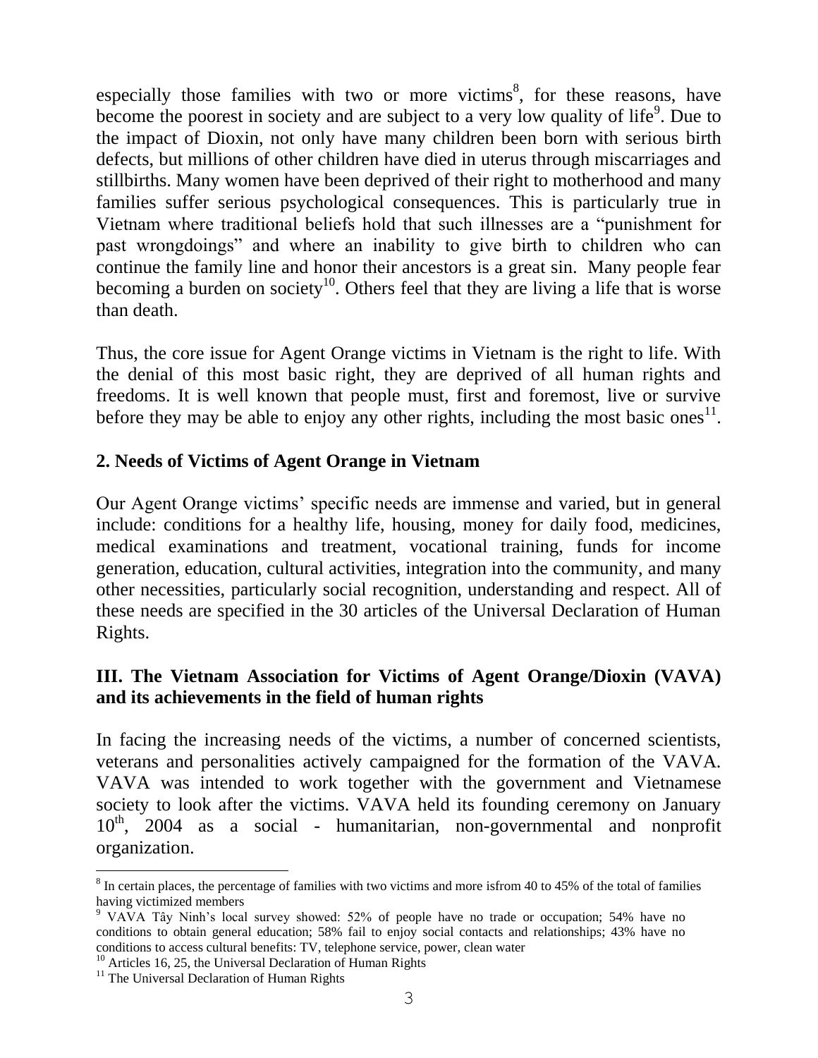especially those families with two or more victims[8], for these reasons, have become the poorest in society and are subject to a very low quality of life[9]. Due to the impact of Dioxin, not only have many children been born with serious birth defects, but millions of other children have died in uterus through miscarriages and stillbirths. Many women have been deprived of their right to motherhood and many families suffer serious psychological consequences. This is particularly true in Vietnam where traditional beliefs hold that such illnesses are a "punishment for past wrongdoings" and where an inability to give birth to children who can continue the family line and honor their ancestors is a great sin. Many people fear becoming a burden on society[10]. Others feel that they are living a life that is worse than death.

Thus, the core issue for Agent Orange victims in Vietnam is the right to life. With the denial of this most basic right, they are deprived of all human rights and freedoms. It is well known that people must, first and foremost, live or survive before they may be able to enjoy any other rights, including the most basic ones[11].

### 2. Needs of Victims of Agent Orange in Vietnam

Our Agent Orange victims' specific needs are immense and varied, but in general include: conditions for a healthy life, housing, money for daily food, medicines, medical examinations and treatment, vocational training, funds for income generation, education, cultural activities, integration into the community, and many other necessities, particularly social recognition, understanding and respect. All of these needs are specified in the 30 articles of the Universal Declaration of Human Rights.

## III. The Vietnam Association for Victims of Agent Orange/Dioxin (VAVA) and its achievements in the field of human rights

In facing the increasing needs of the victims, a number of concerned scientists, veterans and personalities actively campaigned for the formation of the VAVA. VAVA was intended to work together with the government and Vietnamese society to look after the victims. VAVA held its founding ceremony on January 10th, 2004 as a social - humanitarian, non-governmental and nonprofit organization.

---

[8] In certain places, the percentage of families with two victims and more isfrom 40 to 45% of the total of families having victimized members

[9] VAVA Tây Ninh's local survey showed: 52% of people have no trade or occupation; 54% have no conditions to obtain general education; 58% fail to enjoy social contacts and relationships; 43% have no conditions to access cultural benefits: TV, telephone service, power, clean water

[10] Articles 16, 25, the Universal Declaration of Human Rights

[11] The Universal Declaration of Human Rights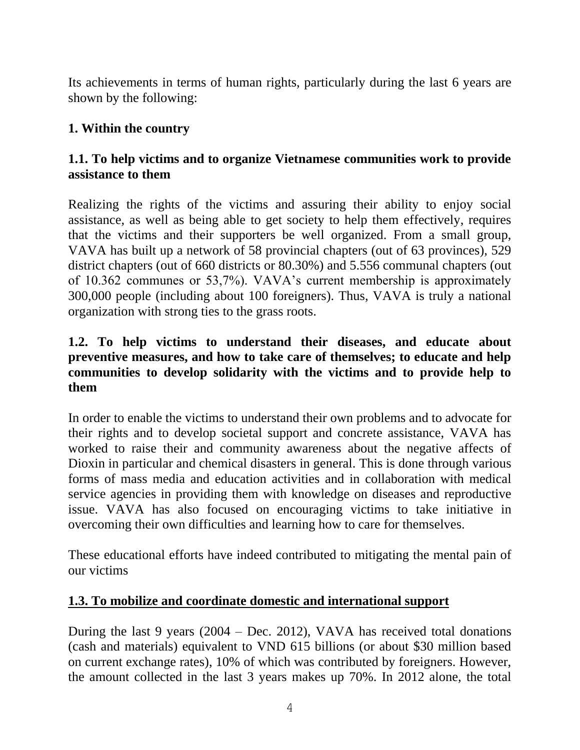Its achievements in terms of human rights, particularly during the last 6 years are shown by the following:

## 1. Within the country

### 1.1. To help victims and to organize Vietnamese communities work to provide assistance to them

Realizing the rights of the victims and assuring their ability to enjoy social assistance, as well as being able to get society to help them effectively, requires that the victims and their supporters be well organized. From a small group, VAVA has built up a network of 58 provincial chapters (out of 63 provinces), 529 district chapters (out of 660 districts or 80.30%) and 5.556 communal chapters (out of 10.362 communes or 53,7%). VAVA's current membership is approximately 300,000 people (including about 100 foreigners). Thus, VAVA is truly a national organization with strong ties to the grass roots.

### 1.2. To help victims to understand their diseases, and educate about preventive measures, and how to take care of themselves; to educate and help communities to develop solidarity with the victims and to provide help to them

In order to enable the victims to understand their own problems and to advocate for their rights and to develop societal support and concrete assistance, VAVA has worked to raise their and community awareness about the negative affects of Dioxin in particular and chemical disasters in general. This is done through various forms of mass media and education activities and in collaboration with medical service agencies in providing them with knowledge on diseases and reproductive issue. VAVA has also focused on encouraging victims to take initiative in overcoming their own difficulties and learning how to care for themselves.

These educational efforts have indeed contributed to mitigating the mental pain of our victims

### 1.3. To mobilize and coordinate domestic and international support

During the last 9 years (2004 – Dec. 2012), VAVA has received total donations (cash and materials) equivalent to VND 615 billions (or about $30 million based on current exchange rates), 10% of which was contributed by foreigners. However, the amount collected in the last 3 years makes up 70%. In 2012 alone, the total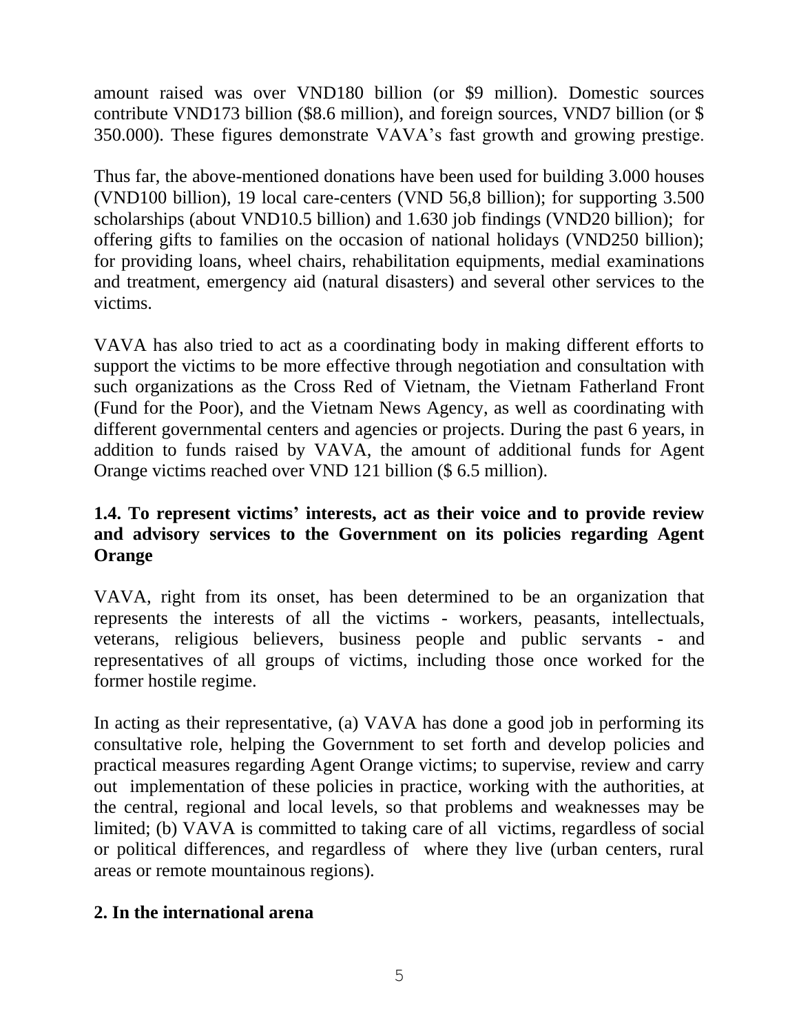amount raised was over VND180 billion (or $9 million). Domestic sources contribute VND173 billion ($8.6 million), and foreign sources, VND7 billion (or $ 350.000). These figures demonstrate VAVA's fast growth and growing prestige.

Thus far, the above-mentioned donations have been used for building 3.000 houses (VND100 billion), 19 local care-centers (VND 56,8 billion); for supporting 3.500 scholarships (about VND10.5 billion) and 1.630 job findings (VND20 billion); for offering gifts to families on the occasion of national holidays (VND250 billion); for providing loans, wheel chairs, rehabilitation equipments, medial examinations and treatment, emergency aid (natural disasters) and several other services to the victims.

VAVA has also tried to act as a coordinating body in making different efforts to support the victims to be more effective through negotiation and consultation with such organizations as the Cross Red of Vietnam, the Vietnam Fatherland Front (Fund for the Poor), and the Vietnam News Agency, as well as coordinating with different governmental centers and agencies or projects. During the past 6 years, in addition to funds raised by VAVA, the amount of additional funds for Agent Orange victims reached over VND 121 billion ($ 6.5 million).

### 1.4. To represent victims' interests, act as their voice and to provide review and advisory services to the Government on its policies regarding Agent Orange

VAVA, right from its onset, has been determined to be an organization that represents the interests of all the victims - workers, peasants, intellectuals, veterans, religious believers, business people and public servants - and representatives of all groups of victims, including those once worked for the former hostile regime.

In acting as their representative, (a) VAVA has done a good job in performing its consultative role, helping the Government to set forth and develop policies and practical measures regarding Agent Orange victims; to supervise, review and carry out implementation of these policies in practice, working with the authorities, at the central, regional and local levels, so that problems and weaknesses may be limited; (b) VAVA is committed to taking care of all victims, regardless of social or political differences, and regardless of where they live (urban centers, rural areas or remote mountainous regions).

## 2. In the international arena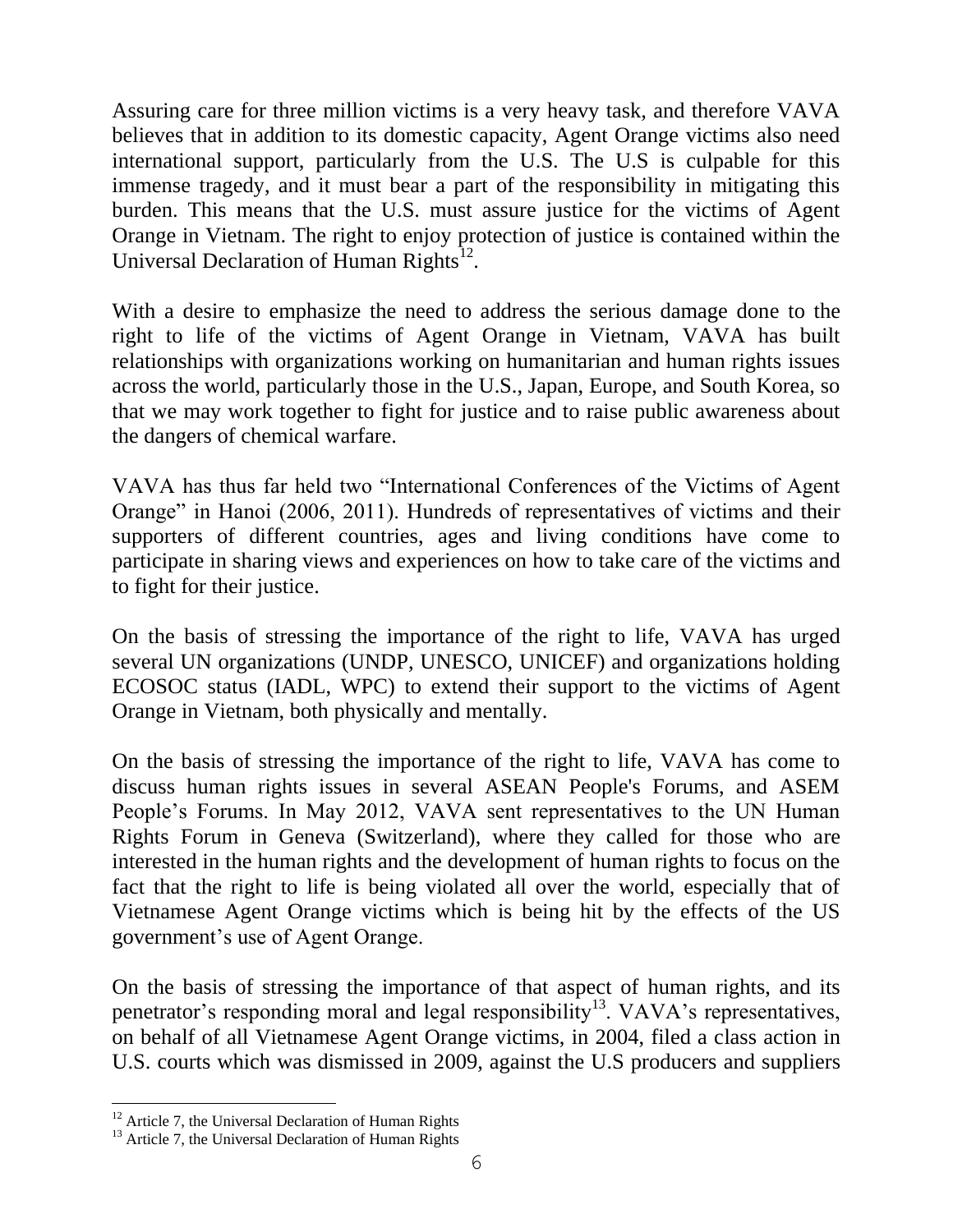Assuring care for three million victims is a very heavy task, and therefore VAVA believes that in addition to its domestic capacity, Agent Orange victims also need international support, particularly from the U.S. The U.S is culpable for this immense tragedy, and it must bear a part of the responsibility in mitigating this burden. This means that the U.S. must assure justice for the victims of Agent Orange in Vietnam. The right to enjoy protection of justice is contained within the Universal Declaration of Human Rights[12].

With a desire to emphasize the need to address the serious damage done to the right to life of the victims of Agent Orange in Vietnam, VAVA has built relationships with organizations working on humanitarian and human rights issues across the world, particularly those in the U.S., Japan, Europe, and South Korea, so that we may work together to fight for justice and to raise public awareness about the dangers of chemical warfare.

VAVA has thus far held two "International Conferences of the Victims of Agent Orange" in Hanoi (2006, 2011). Hundreds of representatives of victims and their supporters of different countries, ages and living conditions have come to participate in sharing views and experiences on how to take care of the victims and to fight for their justice.

On the basis of stressing the importance of the right to life, VAVA has urged several UN organizations (UNDP, UNESCO, UNICEF) and organizations holding ECOSOC status (IADL, WPC) to extend their support to the victims of Agent Orange in Vietnam, both physically and mentally.

On the basis of stressing the importance of the right to life, VAVA has come to discuss human rights issues in several ASEAN People's Forums, and ASEM People's Forums. In May 2012, VAVA sent representatives to the UN Human Rights Forum in Geneva (Switzerland), where they called for those who are interested in the human rights and the development of human rights to focus on the fact that the right to life is being violated all over the world, especially that of Vietnamese Agent Orange victims which is being hit by the effects of the US government's use of Agent Orange.

On the basis of stressing the importance of that aspect of human rights, and its penetrator's responding moral and legal responsibility[13]. VAVA's representatives, on behalf of all Vietnamese Agent Orange victims, in 2004, filed a class action in U.S. courts which was dismissed in 2009, against the U.S producers and suppliers

---

[12] Article 7, the Universal Declaration of Human Rights

[13] Article 7, the Universal Declaration of Human Rights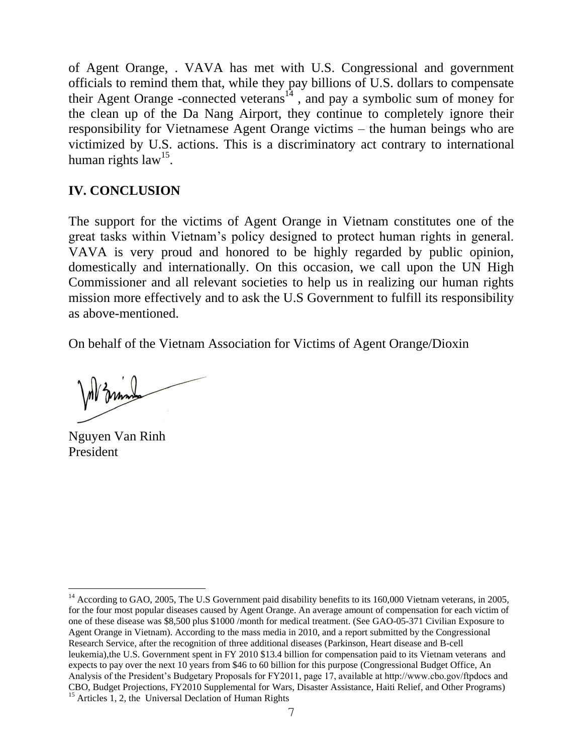of Agent Orange, . VAVA has met with U.S. Congressional and government officials to remind them that, while they pay billions of U.S. dollars to compensate their Agent Orange -connected veterans[14] , and pay a symbolic sum of money for the clean up of the Da Nang Airport, they continue to completely ignore their responsibility for Vietnamese Agent Orange victims – the human beings who are victimized by U.S. actions. This is a discriminatory act contrary to international human rights law[15].

## IV. CONCLUSION

The support for the victims of Agent Orange in Vietnam constitutes one of the great tasks within Vietnam's policy designed to protect human rights in general. VAVA is very proud and honored to be highly regarded by public opinion, domestically and internationally. On this occasion, we call upon the UN High Commissioner and all relevant societies to help us in realizing our human rights mission more effectively and to ask the U.S Government to fulfill its responsibility as above-mentioned.

On behalf of the Vietnam Association for Victims of Agent Orange/Dioxin

Nguyen Van Rinh
President

---

[14] According to GAO, 2005, The U.S Government paid disability benefits to its 160,000 Vietnam veterans, in 2005, for the four most popular diseases caused by Agent Orange. An average amount of compensation for each victim of one of these disease was $8,500 plus $1000 /month for medical treatment. (See GAO-05-371 Civilian Exposure to Agent Orange in Vietnam). According to the mass media in 2010, and a report submitted by the Congressional Research Service, after the recognition of three additional diseases (Parkinson, Heart disease and B-cell leukemia),the U.S. Government spent in FY 2010 $13.4 billion for compensation paid to its Vietnam veterans and expects to pay over the next 10 years from $46 to 60 billion for this purpose (Congressional Budget Office, An Analysis of the President's Budgetary Proposals for FY2011, page 17, available at http://www.cbo.gov/ftpdocs and CBO, Budget Projections, FY2010 Supplemental for Wars, Disaster Assistance, Haiti Relief, and Other Programs)

[15] Articles 1, 2, the Universal Declation of Human Rights